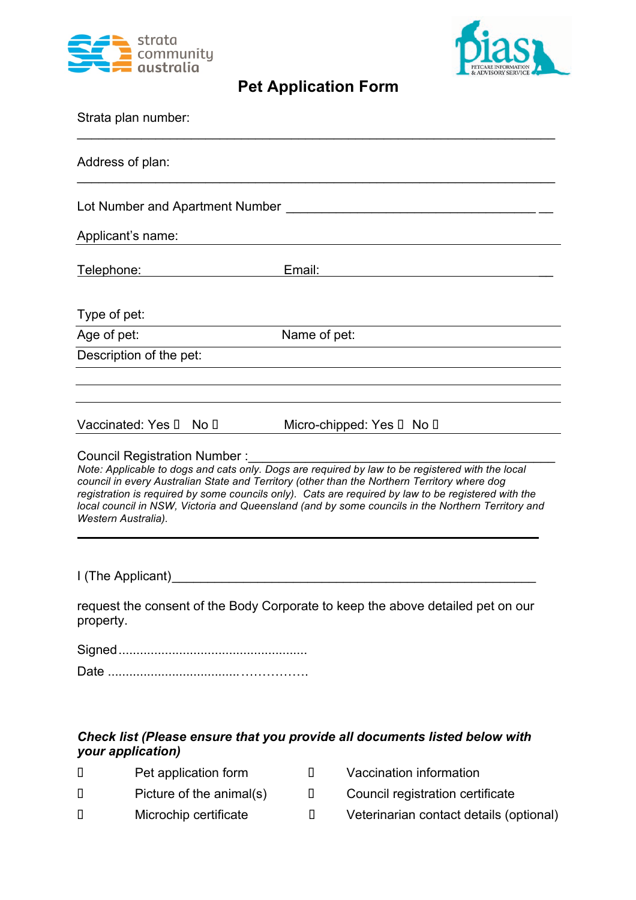strata community australia

PIAS PETCARE INFORMATION & ADVISORY SERVICE

# Pet Application Form

Strata plan number:

___________________________________________________________________

Address of plan:

___________________________________________________________________

Lot Number and Apartment Number ____________________________________ __

Applicant's name: ____________________________________________________

Telephone: ______________________ Email: ___________________________ __

Type of pet: _________________________________________________________

Age of pet: _______________________ Name of pet: _____________________

Description of the pet: _______________________________________________

___________________________________________________________________

___________________________________________________________________

Vaccinated: Yes ☐ No ☐ Micro-chipped: Yes ☐ No ☐

Council Registration Number :____________________________________________

*Note: Applicable to dogs and cats only. Dogs are required by law to be registered with the local council in every Australian State and Territory (other than the Northern Territory where dog registration is required by some councils only). Cats are required by law to be registered with the local council in NSW, Victoria and Queensland (and by some councils in the Northern Territory and Western Australia).*

---

I (The Applicant)_____________________________________________________

request the consent of the Body Corporate to keep the above detailed pet on our property.

Signed....................................................

Date ....................................…………….

***Check list (Please ensure that you provide all documents listed below with your application)***

- ☐ Pet application form
- ☐ Picture of the animal(s)
- ☐ Microchip certificate
- ☐ Vaccination information
- ☐ Council registration certificate
- ☐ Veterinarian contact details (optional)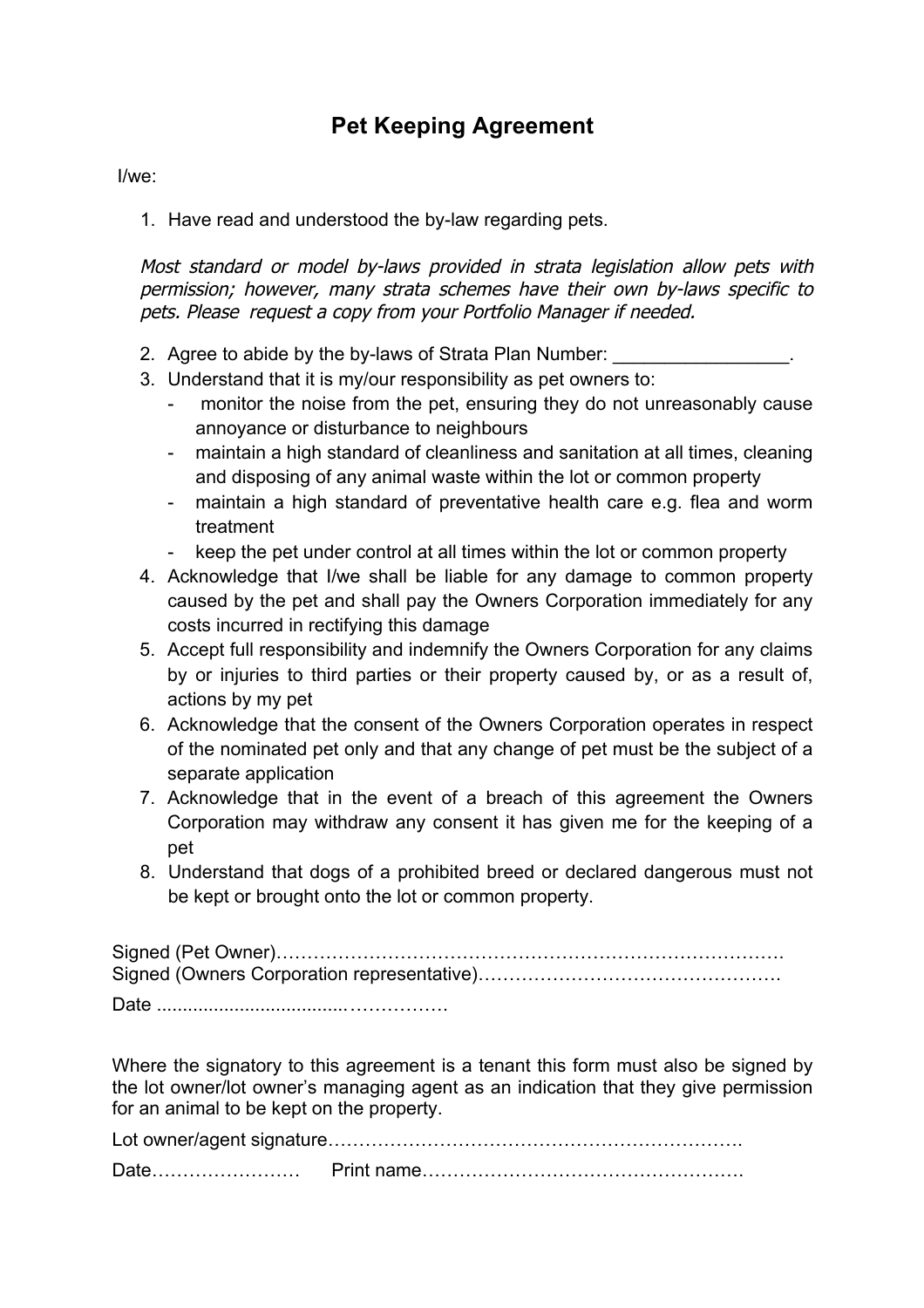# Pet Keeping Agreement

I/we:

1. Have read and understood the by-law regarding pets.

   *Most standard or model by-laws provided in strata legislation allow pets with permission; however, many strata schemes have their own by-laws specific to pets. Please request a copy from your Portfolio Manager if needed.*

2. Agree to abide by the by-laws of Strata Plan Number: _________________.
3. Understand that it is my/our responsibility as pet owners to:
   - monitor the noise from the pet, ensuring they do not unreasonably cause annoyance or disturbance to neighbours
   - maintain a high standard of cleanliness and sanitation at all times, cleaning and disposing of any animal waste within the lot or common property
   - maintain a high standard of preventative health care e.g. flea and worm treatment
   - keep the pet under control at all times within the lot or common property
4. Acknowledge that I/we shall be liable for any damage to common property caused by the pet and shall pay the Owners Corporation immediately for any costs incurred in rectifying this damage
5. Accept full responsibility and indemnify the Owners Corporation for any claims by or injuries to third parties or their property caused by, or as a result of, actions by my pet
6. Acknowledge that the consent of the Owners Corporation operates in respect of the nominated pet only and that any change of pet must be the subject of a separate application
7. Acknowledge that in the event of a breach of this agreement the Owners Corporation may withdraw any consent it has given me for the keeping of a pet
8. Understand that dogs of a prohibited breed or declared dangerous must not be kept or brought onto the lot or common property.

Signed (Pet Owner)……………………………………………………………………….
Signed (Owners Corporation representative)………………………………………….

Date ....................................…………….

Where the signatory to this agreement is a tenant this form must also be signed by the lot owner/lot owner's managing agent as an indication that they give permission for an animal to be kept on the property.

Lot owner/agent signature………………………………………………………….

Date…………………… Print name…………………………………………….